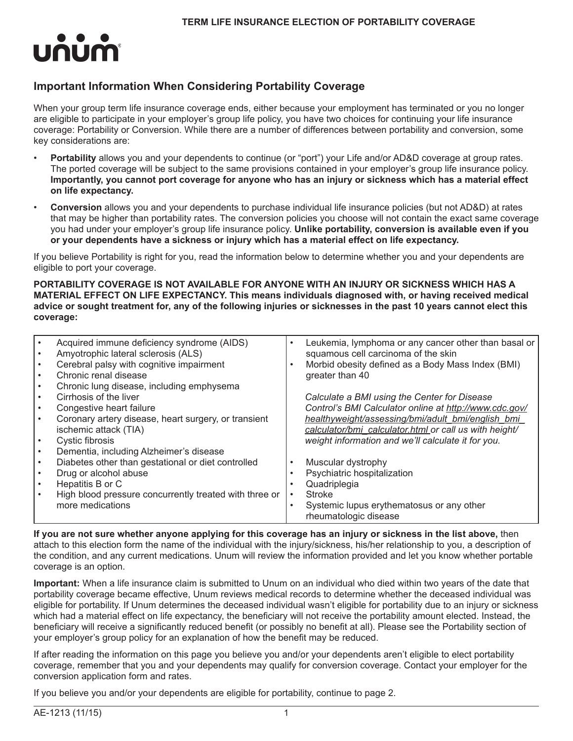TERM LIFE INSURANCE ELECTION OF PORTABILITY COVERAGE

unum

## Important Information When Considering Portability Coverage

When your group term life insurance coverage ends, either because your employment has terminated or you no longer are eligible to participate in your employer's group life policy, you have two choices for continuing your life insurance coverage: Portability or Conversion. While there are a number of differences between portability and conversion, some key considerations are:

- **Portability** allows you and your dependents to continue (or "port") your Life and/or AD&D coverage at group rates. The ported coverage will be subject to the same provisions contained in your employer's group life insurance policy. **Importantly, you cannot port coverage for anyone who has an injury or sickness which has a material effect on life expectancy.**
- **Conversion** allows you and your dependents to purchase individual life insurance policies (but not AD&D) at rates that may be higher than portability rates. The conversion policies you choose will not contain the exact same coverage you had under your employer's group life insurance policy. **Unlike portability, conversion is available even if you or your dependents have a sickness or injury which has a material effect on life expectancy.**

If you believe Portability is right for you, read the information below to determine whether you and your dependents are eligible to port your coverage.

**PORTABILITY COVERAGE IS NOT AVAILABLE FOR ANYONE WITH AN INJURY OR SICKNESS WHICH HAS A MATERIAL EFFECT ON LIFE EXPECTANCY. This means individuals diagnosed with, or having received medical advice or sought treatment for, any of the following injuries or sicknesses in the past 10 years cannot elect this coverage:**

- Acquired immune deficiency syndrome (AIDS)
- Amyotrophic lateral sclerosis (ALS)
- Cerebral palsy with cognitive impairment
- Chronic renal disease
- Chronic lung disease, including emphysema
- Cirrhosis of the liver
- Congestive heart failure
- Coronary artery disease, heart surgery, or transient ischemic attack (TIA)
- Cystic fibrosis
- Dementia, including Alzheimer's disease
- Diabetes other than gestational or diet controlled
- Drug or alcohol abuse
- Hepatitis B or C
- High blood pressure concurrently treated with three or more medications
- Leukemia, lymphoma or any cancer other than basal or squamous cell carcinoma of the skin
- Morbid obesity defined as a Body Mass Index (BMI) greater than 40

  *Calculate a BMI using the Center for Disease Control's BMI Calculator online at http://www.cdc.gov/healthyweight/assessing/bmi/adult_bmi/english_bmi_calculator/bmi_calculator.html or call us with height/weight information and we'll calculate it for you.*

- Muscular dystrophy
- Psychiatric hospitalization
- Quadriplegia
- Stroke
- Systemic lupus erythematosus or any other rheumatologic disease

**If you are not sure whether anyone applying for this coverage has an injury or sickness in the list above,** then attach to this election form the name of the individual with the injury/sickness, his/her relationship to you, a description of the condition, and any current medications. Unum will review the information provided and let you know whether portable coverage is an option.

**Important:** When a life insurance claim is submitted to Unum on an individual who died within two years of the date that portability coverage became effective, Unum reviews medical records to determine whether the deceased individual was eligible for portability. If Unum determines the deceased individual wasn't eligible for portability due to an injury or sickness which had a material effect on life expectancy, the beneficiary will not receive the portability amount elected. Instead, the beneficiary will receive a significantly reduced benefit (or possibly no benefit at all). Please see the Portability section of your employer's group policy for an explanation of how the benefit may be reduced.

If after reading the information on this page you believe you and/or your dependents aren't eligible to elect portability coverage, remember that you and your dependents may qualify for conversion coverage. Contact your employer for the conversion application form and rates.

If you believe you and/or your dependents are eligible for portability, continue to page 2.

AE-1213 (11/15)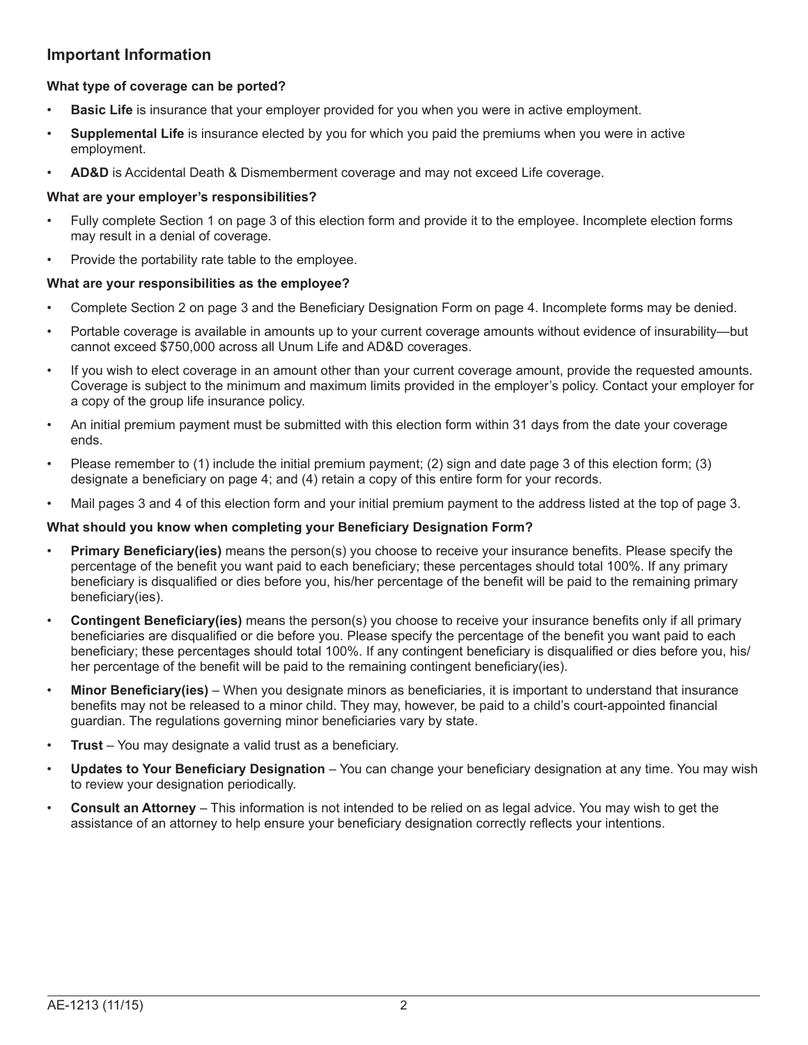## Important Information

**What type of coverage can be ported?**

- **Basic Life** is insurance that your employer provided for you when you were in active employment.
- **Supplemental Life** is insurance elected by you for which you paid the premiums when you were in active employment.
- **AD&D** is Accidental Death & Dismemberment coverage and may not exceed Life coverage.

**What are your employer's responsibilities?**

- Fully complete Section 1 on page 3 of this election form and provide it to the employee. Incomplete election forms may result in a denial of coverage.
- Provide the portability rate table to the employee.

**What are your responsibilities as the employee?**

- Complete Section 2 on page 3 and the Beneficiary Designation Form on page 4. Incomplete forms may be denied.
- Portable coverage is available in amounts up to your current coverage amounts without evidence of insurability—but cannot exceed $750,000 across all Unum Life and AD&D coverages.
- If you wish to elect coverage in an amount other than your current coverage amount, provide the requested amounts. Coverage is subject to the minimum and maximum limits provided in the employer's policy. Contact your employer for a copy of the group life insurance policy.
- An initial premium payment must be submitted with this election form within 31 days from the date your coverage ends.
- Please remember to (1) include the initial premium payment; (2) sign and date page 3 of this election form; (3) designate a beneficiary on page 4; and (4) retain a copy of this entire form for your records.
- Mail pages 3 and 4 of this election form and your initial premium payment to the address listed at the top of page 3.

**What should you know when completing your Beneficiary Designation Form?**

- **Primary Beneficiary(ies)** means the person(s) you choose to receive your insurance benefits. Please specify the percentage of the benefit you want paid to each beneficiary; these percentages should total 100%. If any primary beneficiary is disqualified or dies before you, his/her percentage of the benefit will be paid to the remaining primary beneficiary(ies).
- **Contingent Beneficiary(ies)** means the person(s) you choose to receive your insurance benefits only if all primary beneficiaries are disqualified or die before you. Please specify the percentage of the benefit you want paid to each beneficiary; these percentages should total 100%. If any contingent beneficiary is disqualified or dies before you, his/her percentage of the benefit will be paid to the remaining contingent beneficiary(ies).
- **Minor Beneficiary(ies)** – When you designate minors as beneficiaries, it is important to understand that insurance benefits may not be released to a minor child. They may, however, be paid to a child's court-appointed financial guardian. The regulations governing minor beneficiaries vary by state.
- **Trust** – You may designate a valid trust as a beneficiary.
- **Updates to Your Beneficiary Designation** – You can change your beneficiary designation at any time. You may wish to review your designation periodically.
- **Consult an Attorney** – This information is not intended to be relied on as legal advice. You may wish to get the assistance of an attorney to help ensure your beneficiary designation correctly reflects your intentions.

AE-1213 (11/15)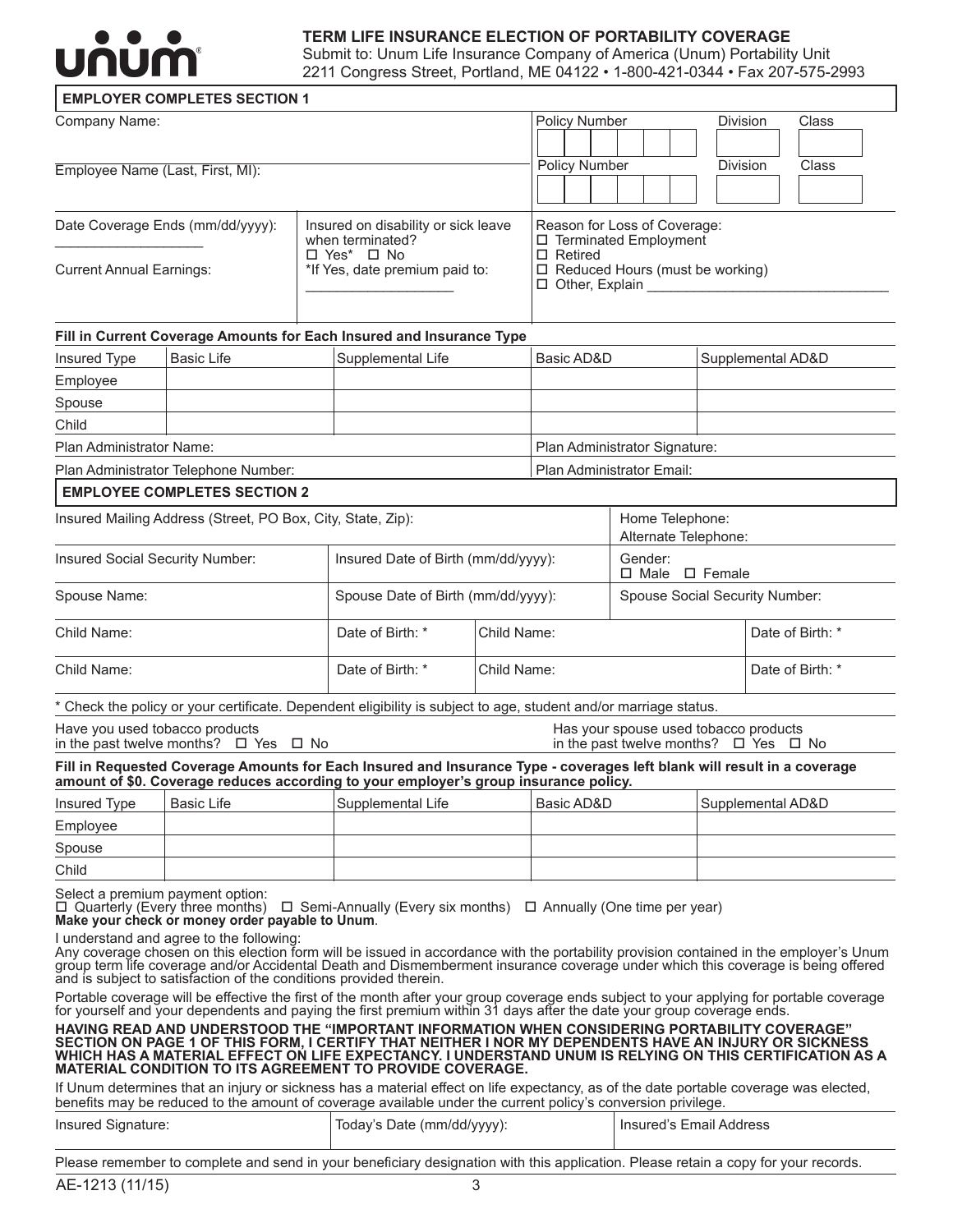**unum**

# TERM LIFE INSURANCE ELECTION OF PORTABILITY COVERAGE

Submit to: Unum Life Insurance Company of America (Unum) Portability Unit
2211 Congress Street, Portland, ME 04122 • 1-800-421-0344 • Fax 207-575-2993

## EMPLOYER COMPLETES SECTION 1

| Company Name: | | Policy Number | Division | Class |
|---|---|---|---|---|
| Employee Name (Last, First, MI): | | Policy Number | Division | Class |
| Date Coverage Ends (mm/dd/yyyy): ___________________ Current Annual Earnings: | Insured on disability or sick leave when terminated? ☐ Yes* ☐ No *If Yes, date premium paid to: ___________________ | Reason for Loss of Coverage: ☐ Terminated Employment ☐ Retired ☐ Reduced Hours (must be working) ☐ Other, Explain _______________________________ | | |

**Fill in Current Coverage Amounts for Each Insured and Insurance Type**

| Insured Type | Basic Life | Supplemental Life | Basic AD&D | Supplemental AD&D |
|---|---|---|---|---|
| Employee | | | | |
| Spouse | | | | |
| Child | | | | |

| Plan Administrator Name: | Plan Administrator Signature: |
|---|---|
| Plan Administrator Telephone Number: | Plan Administrator Email: |

## EMPLOYEE COMPLETES SECTION 2

| Insured Mailing Address (Street, PO Box, City, State, Zip): | | | Home Telephone: Alternate Telephone: | |
|---|---|---|---|---|
| Insured Social Security Number: | Insured Date of Birth (mm/dd/yyyy): | | Gender: ☐ Male ☐ Female | |
| Spouse Name: | Spouse Date of Birth (mm/dd/yyyy): | | Spouse Social Security Number: | |
| Child Name: | Date of Birth: * | Child Name: | | Date of Birth: * |
| Child Name: | Date of Birth: * | Child Name: | | Date of Birth: * |

* Check the policy or your certificate. Dependent eligibility is subject to age, student and/or marriage status.

Have you used tobacco products in the past twelve months? ☐ Yes ☐ No

Has your spouse used tobacco products in the past twelve months? ☐ Yes ☐ No

**Fill in Requested Coverage Amounts for Each Insured and Insurance Type - coverages left blank will result in a coverage amount of $0. Coverage reduces according to your employer's group insurance policy.**

| Insured Type | Basic Life | Supplemental Life | Basic AD&D | Supplemental AD&D |
|---|---|---|---|---|
| Employee | | | | |
| Spouse | | | | |
| Child | | | | |

Select a premium payment option:
☐ Quarterly (Every three months) ☐ Semi-Annually (Every six months) ☐ Annually (One time per year)
**Make your check or money order payable to Unum**.

I understand and agree to the following:
Any coverage chosen on this election form will be issued in accordance with the portability provision contained in the employer's Unum group term life coverage and/or Accidental Death and Dismemberment insurance coverage under which this coverage is being offered and is subject to satisfaction of the conditions provided therein.

Portable coverage will be effective the first of the month after your group coverage ends subject to your applying for portable coverage for yourself and your dependents and paying the first premium within 31 days after the date your group coverage ends.

**HAVING READ AND UNDERSTOOD THE "IMPORTANT INFORMATION WHEN CONSIDERING PORTABILITY COVERAGE" SECTION ON PAGE 1 OF THIS FORM, I CERTIFY THAT NEITHER I NOR MY DEPENDENTS HAVE AN INJURY OR SICKNESS WHICH HAS A MATERIAL EFFECT ON LIFE EXPECTANCY. I UNDERSTAND UNUM IS RELYING ON THIS CERTIFICATION AS A MATERIAL CONDITION TO ITS AGREEMENT TO PROVIDE COVERAGE.**

If Unum determines that an injury or sickness has a material effect on life expectancy, as of the date portable coverage was elected, benefits may be reduced to the amount of coverage available under the current policy's conversion privilege.

| Insured Signature: | Today's Date (mm/dd/yyyy): | Insured's Email Address |
|---|---|---|

Please remember to complete and send in your beneficiary designation with this application. Please retain a copy for your records.

AE-1213 (11/15)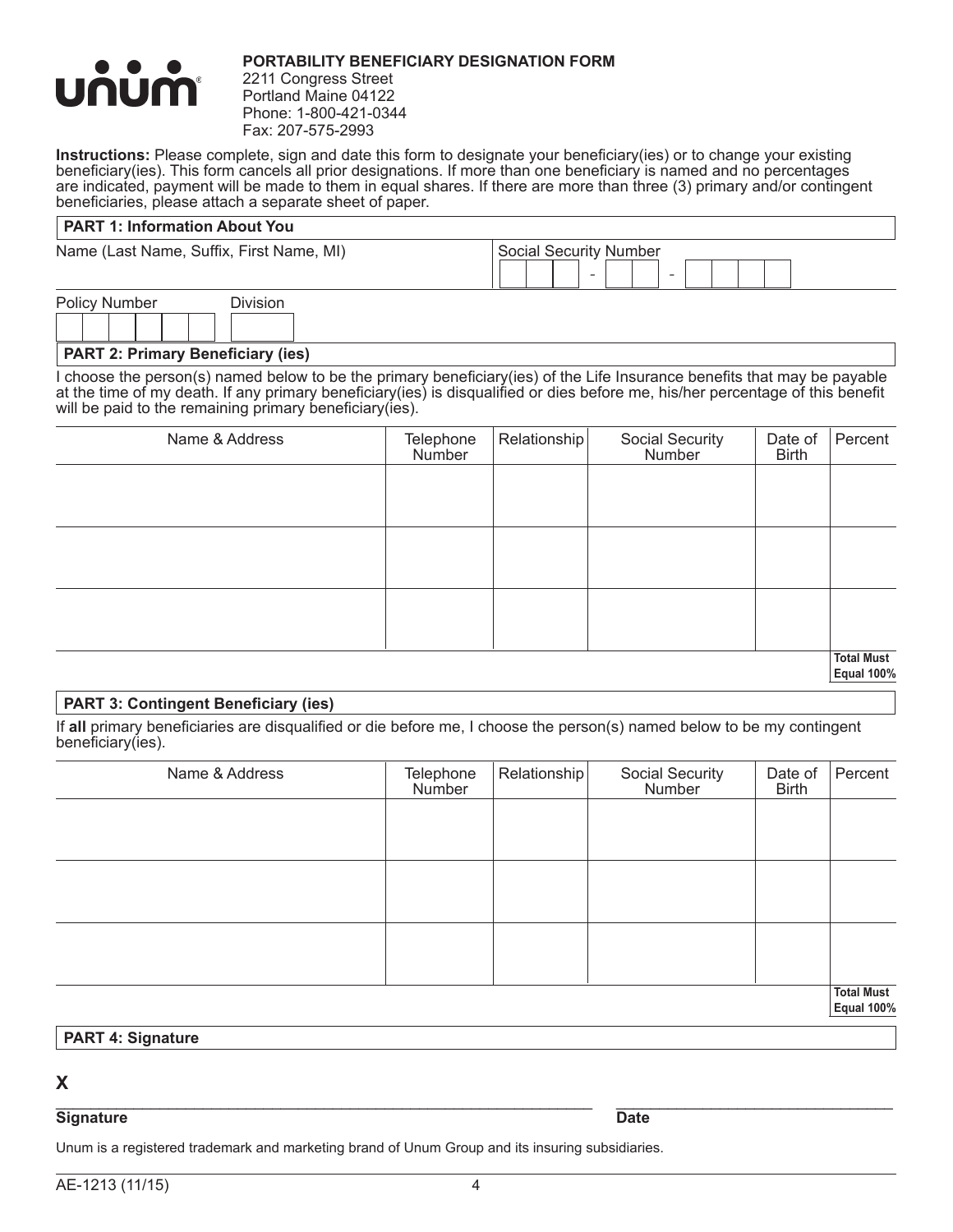# PORTABILITY BENEFICIARY DESIGNATION FORM

2211 Congress Street
Portland Maine 04122
Phone: 1-800-421-0344
Fax: 207-575-2993

**Instructions:** Please complete, sign and date this form to designate your beneficiary(ies) or to change your existing beneficiary(ies). This form cancels all prior designations. If more than one beneficiary is named and no percentages are indicated, payment will be made to them in equal shares. If there are more than three (3) primary and/or contingent beneficiaries, please attach a separate sheet of paper.

## PART 1: Information About You

Name (Last Name, Suffix, First Name, MI)

Social Security Number
___ - ___ - ___

Policy Number

Division

## PART 2: Primary Beneficiary (ies)

I choose the person(s) named below to be the primary beneficiary(ies) of the Life Insurance benefits that may be payable at the time of my death. If any primary beneficiary(ies) is disqualified or dies before me, his/her percentage of this benefit will be paid to the remaining primary beneficiary(ies).

| Name & Address | Telephone Number | Relationship | Social Security Number | Date of Birth | Percent |
|---|---|---|---|---|---|
| | | | | | |
| | | | | | |
| | | | | | |
| | | | | | **Total Must Equal 100%** |

## PART 3: Contingent Beneficiary (ies)

If **all** primary beneficiaries are disqualified or die before me, I choose the person(s) named below to be my contingent beneficiary(ies).

| Name & Address | Telephone Number | Relationship | Social Security Number | Date of Birth | Percent |
|---|---|---|---|---|---|
| | | | | | |
| | | | | | |
| | | | | | |
| | | | | | **Total Must Equal 100%** |

## PART 4: Signature

**X** ______________________________________________

**Signature**

______________________________

**Date**

Unum is a registered trademark and marketing brand of Unum Group and its insuring subsidiaries.

AE-1213 (11/15)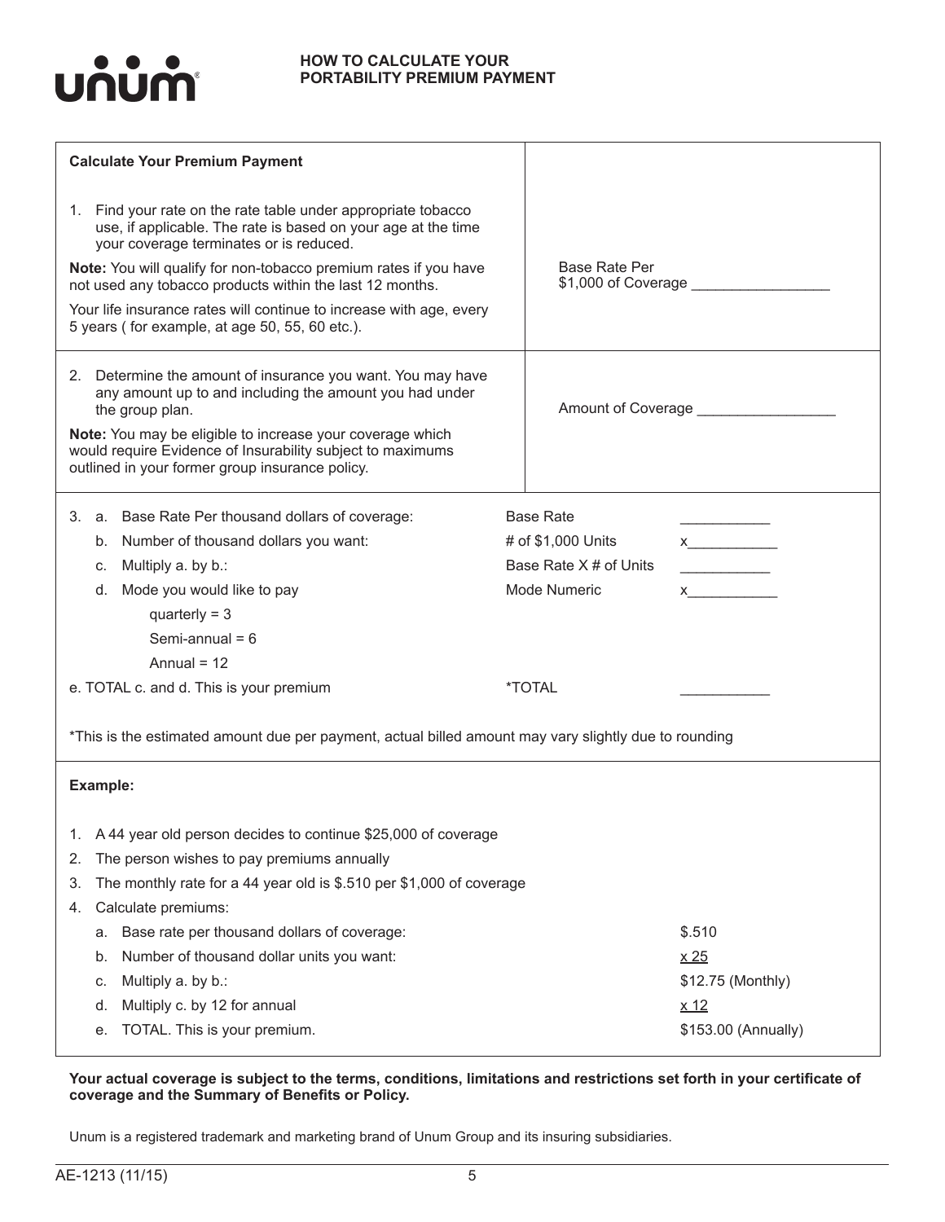# HOW TO CALCULATE YOUR PORTABILITY PREMIUM PAYMENT

**Calculate Your Premium Payment**

1. Find your rate on the rate table under appropriate tobacco use, if applicable. The rate is based on your age at the time your coverage terminates or is reduced.

**Note:** You will qualify for non-tobacco premium rates if you have not used any tobacco products within the last 12 months.

Your life insurance rates will continue to increase with age, every 5 years ( for example, at age 50, 55, 60 etc.).

Base Rate Per $1,000 of Coverage _________________

2. Determine the amount of insurance you want. You may have any amount up to and including the amount you had under the group plan.

**Note:** You may be eligible to increase your coverage which would require Evidence of Insurability subject to maximums outlined in your former group insurance policy.

Amount of Coverage _________________

| 3. | | |
|---|---|---|
| a. Base Rate Per thousand dollars of coverage: | Base Rate | ___________ |
| b. Number of thousand dollars you want: | # of $1,000 Units | x___________ |
| c. Multiply a. by b.: | Base Rate X # of Units | ___________ |
| d. Mode you would like to pay<br>quarterly = 3<br>Semi-annual = 6<br>Annual = 12 | Mode Numeric | x___________ |
| e. TOTAL c. and d. This is your premium | *TOTAL | ___________ |

*This is the estimated amount due per payment, actual billed amount may vary slightly due to rounding

**Example:**

1. A 44 year old person decides to continue $25,000 of coverage
2. The person wishes to pay premiums annually
3. The monthly rate for a 44 year old is $.510 per $1,000 of coverage
4. Calculate premiums:

| | |
|---|---|
| a. Base rate per thousand dollars of coverage: | $.510 |
| b. Number of thousand dollar units you want: | x 25 |
| c. Multiply a. by b.: | $12.75 (Monthly) |
| d. Multiply c. by 12 for annual | x 12 |
| e. TOTAL. This is your premium. | $153.00 (Annually) |

**Your actual coverage is subject to the terms, conditions, limitations and restrictions set forth in your certificate of coverage and the Summary of Benefits or Policy.**

Unum is a registered trademark and marketing brand of Unum Group and its insuring subsidiaries.

AE-1213 (11/15)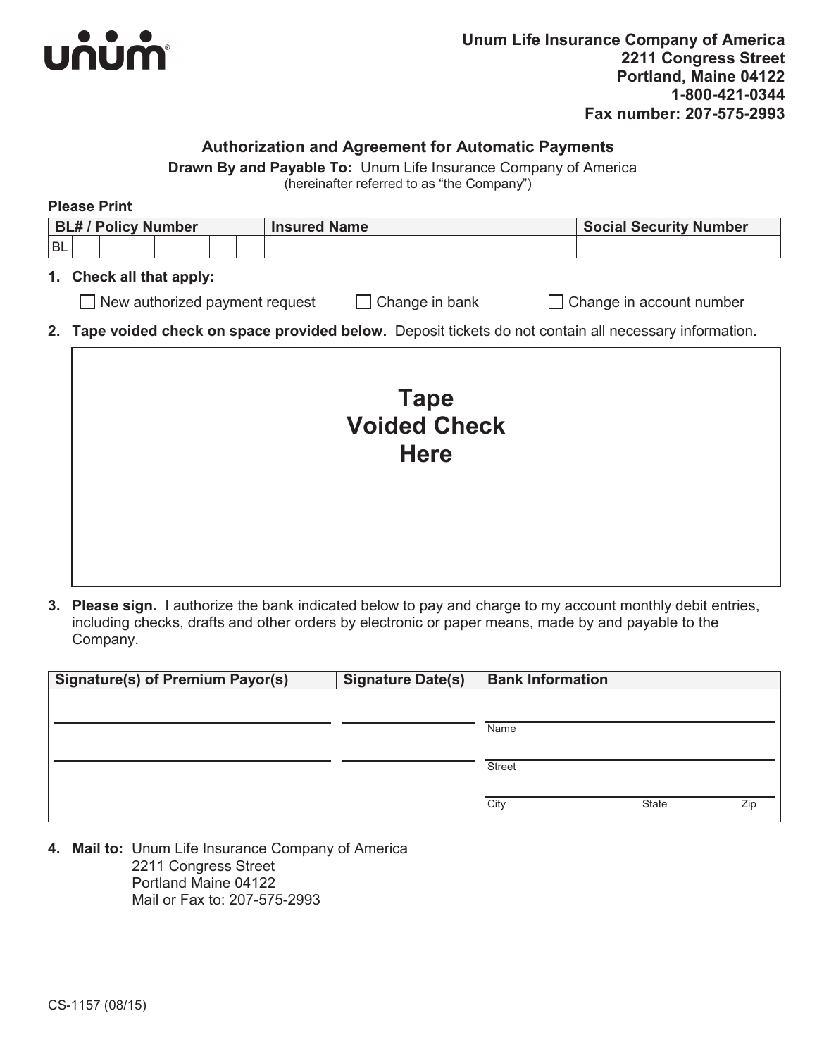unum

**Unum Life Insurance Company of America**
**2211 Congress Street**
**Portland, Maine 04122**
**1-800-421-0344**
**Fax number: 207-575-2993**

## Authorization and Agreement for Automatic Payments

**Drawn By and Payable To:** Unum Life Insurance Company of America
(hereinafter referred to as "the Company")

**Please Print**

| BL# / Policy Number | Insured Name | Social Security Number |
|---|---|---|
| BL | | |

1. **Check all that apply:**

   ☐ New authorized payment request ☐ Change in bank ☐ Change in account number

2. **Tape voided check on space provided below.** Deposit tickets do not contain all necessary information.

   **Tape Voided Check Here**

3. **Please sign.** I authorize the bank indicated below to pay and charge to my account monthly debit entries, including checks, drafts and other orders by electronic or paper means, made by and payable to the Company.

| Signature(s) of Premium Payor(s) | Signature Date(s) | Bank Information |
|---|---|---|
| | | Name |
| | | Street |
| | | City State Zip |

4. **Mail to:** Unum Life Insurance Company of America
   2211 Congress Street
   Portland Maine 04122
   Mail or Fax to: 207-575-2993

CS-1157 (08/15)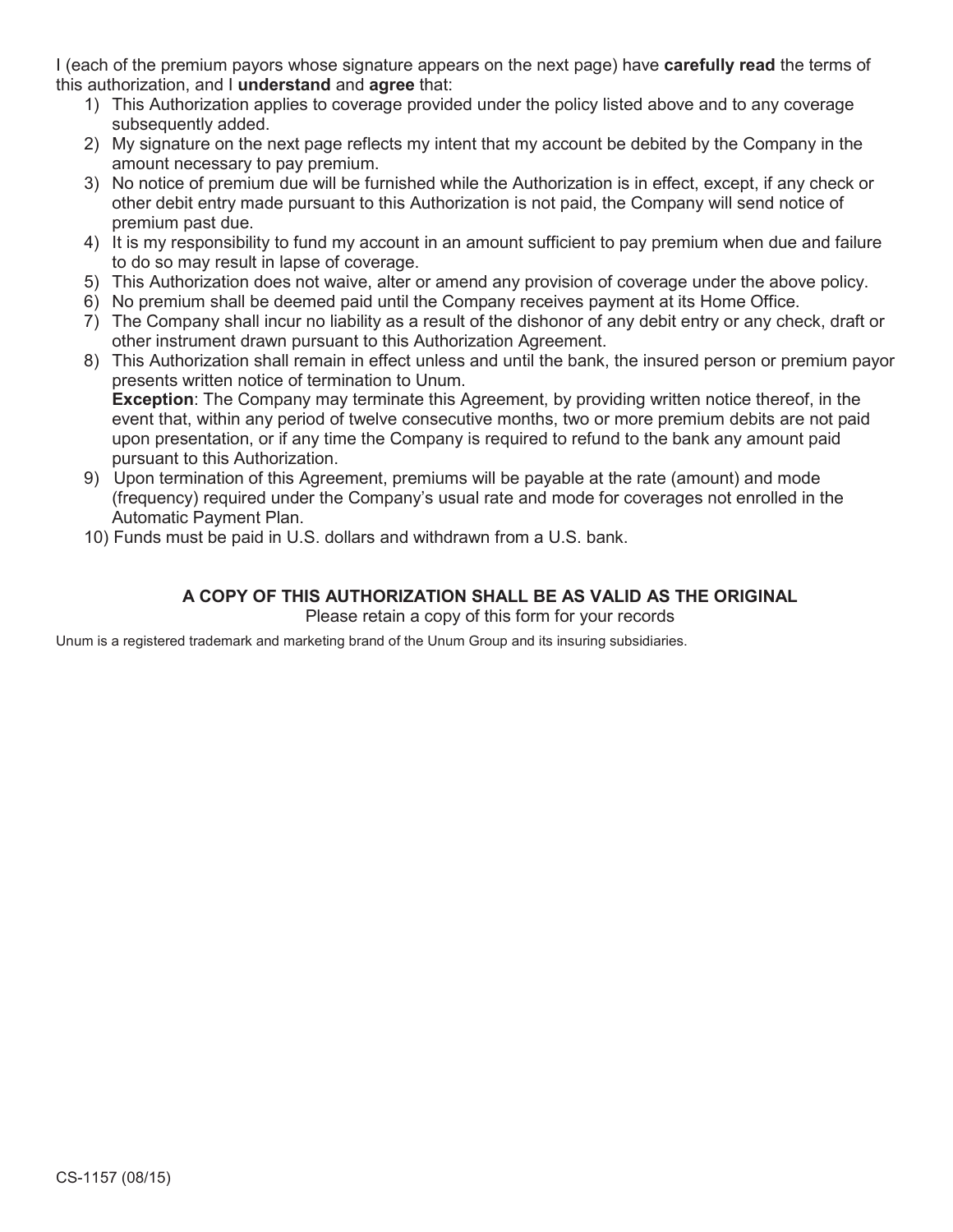I (each of the premium payors whose signature appears on the next page) have **carefully read** the terms of this authorization, and I **understand** and **agree** that:

1) This Authorization applies to coverage provided under the policy listed above and to any coverage subsequently added.
2) My signature on the next page reflects my intent that my account be debited by the Company in the amount necessary to pay premium.
3) No notice of premium due will be furnished while the Authorization is in effect, except, if any check or other debit entry made pursuant to this Authorization is not paid, the Company will send notice of premium past due.
4) It is my responsibility to fund my account in an amount sufficient to pay premium when due and failure to do so may result in lapse of coverage.
5) This Authorization does not waive, alter or amend any provision of coverage under the above policy.
6) No premium shall be deemed paid until the Company receives payment at its Home Office.
7) The Company shall incur no liability as a result of the dishonor of any debit entry or any check, draft or other instrument drawn pursuant to this Authorization Agreement.
8) This Authorization shall remain in effect unless and until the bank, the insured person or premium payor presents written notice of termination to Unum.
   **Exception**: The Company may terminate this Agreement, by providing written notice thereof, in the event that, within any period of twelve consecutive months, two or more premium debits are not paid upon presentation, or if any time the Company is required to refund to the bank any amount paid pursuant to this Authorization.
9) Upon termination of this Agreement, premiums will be payable at the rate (amount) and mode (frequency) required under the Company's usual rate and mode for coverages not enrolled in the Automatic Payment Plan.
10) Funds must be paid in U.S. dollars and withdrawn from a U.S. bank.

**A COPY OF THIS AUTHORIZATION SHALL BE AS VALID AS THE ORIGINAL**

Please retain a copy of this form for your records

Unum is a registered trademark and marketing brand of the Unum Group and its insuring subsidiaries.

CS-1157 (08/15)